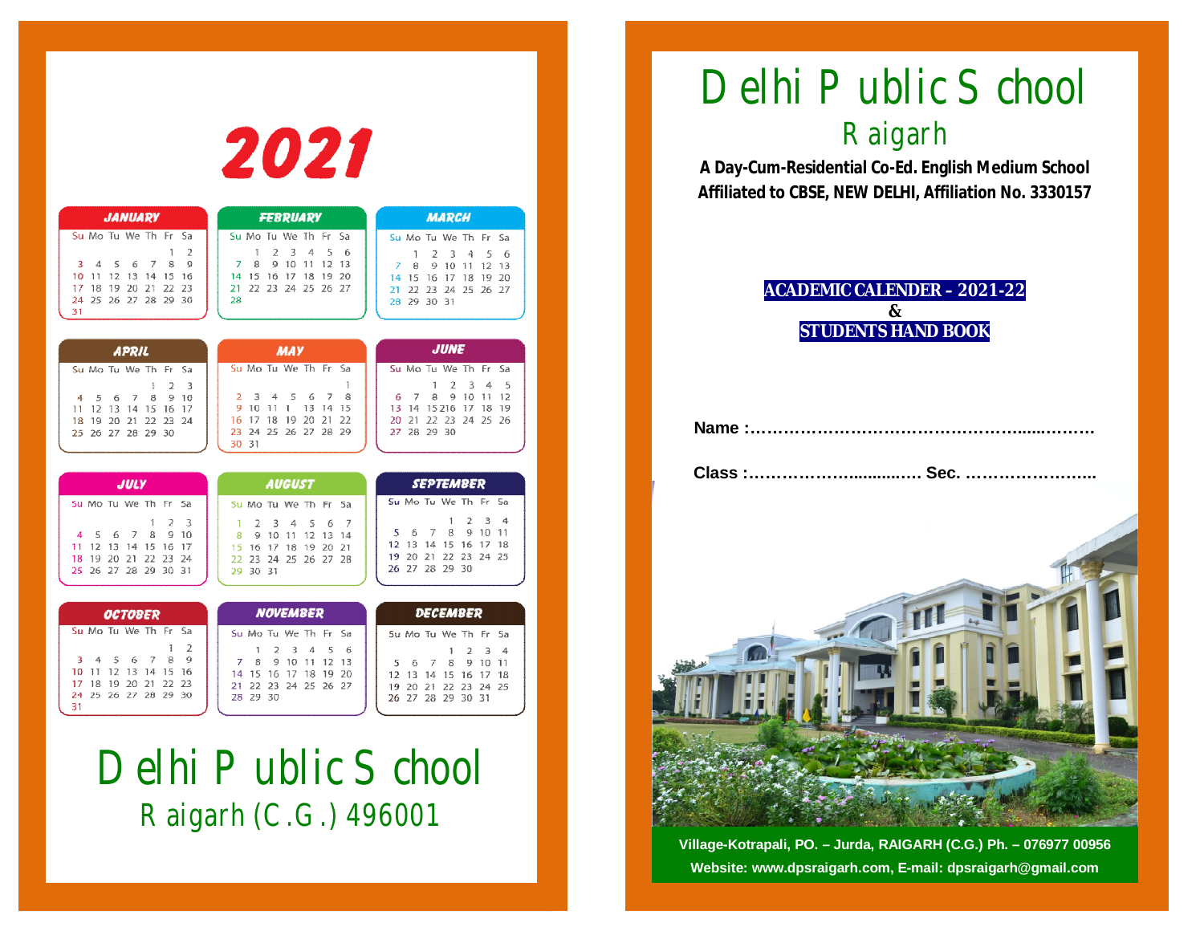# 2021

**JANUARY**

| Su | Mo | Tu | We | Th | Fr | Sa |
|---|---|---|---|---|---|---|
| | | | | | 1 | 2 |
| 3 | 4 | 5 | 6 | 7 | 8 | 9 |
| 10 | 11 | 12 | 13 | 14 | 15 | 16 |
| 17 | 18 | 19 | 20 | 21 | 22 | 23 |
| 24 | 25 | 26 | 27 | 28 | 29 | 30 |
| 31 | | | | | | |

**FEBRUARY**

| Su | Mo | Tu | We | Th | Fr | Sa |
|---|---|---|---|---|---|---|
| | 1 | 2 | 3 | 4 | 5 | 6 |
| 7 | 8 | 9 | 10 | 11 | 12 | 13 |
| 14 | 15 | 16 | 17 | 18 | 19 | 20 |
| 21 | 22 | 23 | 24 | 25 | 26 | 27 |
| 28 | | | | | | |

**MARCH**

| Su | Mo | Tu | We | Th | Fr | Sa |
|---|---|---|---|---|---|---|
| | 1 | 2 | 3 | 4 | 5 | 6 |
| 7 | 8 | 9 | 10 | 11 | 12 | 13 |
| 14 | 15 | 16 | 17 | 18 | 19 | 20 |
| 21 | 22 | 23 | 24 | 25 | 26 | 27 |
| 28 | 29 | 30 | 31 | | | |

**APRIL**

| Su | Mo | Tu | We | Th | Fr | Sa |
|---|---|---|---|---|---|---|
| | | | | 1 | 2 | 3 |
| 4 | 5 | 6 | 7 | 8 | 9 | 10 |
| 11 | 12 | 13 | 14 | 15 | 16 | 17 |
| 18 | 19 | 20 | 21 | 22 | 23 | 24 |
| 25 | 26 | 27 | 28 | 29 | 30 | |

**MAY**

| Su | Mo | Tu | We | Th | Fr | Sa |
|---|---|---|---|---|---|---|
| | | | | | | 1 |
| 2 | 3 | 4 | 5 | 6 | 7 | 8 |
| 9 | 10 | 11 | 1 | 13 | 14 | 15 |
| 16 | 17 | 18 | 19 | 20 | 21 | 22 |
| 23 | 24 | 25 | 26 | 27 | 28 | 29 |
| 30 | 31 | | | | | |

**JUNE**

| Su | Mo | Tu | We | Th | Fr | Sa |
|---|---|---|---|---|---|---|
| | | 1 | 2 | 3 | 4 | 5 |
| 6 | 7 | 8 | 9 | 10 | 11 | 12 |
| 13 | 14 | 15216 | | 17 | 18 | 19 |
| 20 | 21 | 22 | 23 | 24 | 25 | 26 |
| 27 | 28 | 29 | 30 | | | |

**JULY**

| Su | Mo | Tu | We | Th | Fr | Sa |
|---|---|---|---|---|---|---|
| | | | | 1 | 2 | 3 |
| 4 | 5 | 6 | 7 | 8 | 9 | 10 |
| 11 | 12 | 13 | 14 | 15 | 16 | 17 |
| 18 | 19 | 20 | 21 | 22 | 23 | 24 |
| 25 | 26 | 27 | 28 | 29 | 30 | 31 |

**AUGUST**

| Su | Mo | Tu | We | Th | Fr | Sa |
|---|---|---|---|---|---|---|
| 1 | 2 | 3 | 4 | 5 | 6 | 7 |
| 8 | 9 | 10 | 11 | 12 | 13 | 14 |
| 15 | 16 | 17 | 18 | 19 | 20 | 21 |
| 22 | 23 | 24 | 25 | 26 | 27 | 28 |
| 29 | 30 | 31 | | | | |

**SEPTEMBER**

| Su | Mo | Tu | We | Th | Fr | Sa |
|---|---|---|---|---|---|---|
| | | | 1 | 2 | 3 | 4 |
| 5 | 6 | 7 | 8 | 9 | 10 | 11 |
| 12 | 13 | 14 | 15 | 16 | 17 | 18 |
| 19 | 20 | 21 | 22 | 23 | 24 | 25 |
| 26 | 27 | 28 | 29 | 30 | | |

**OCTOBER**

| Su | Mo | Tu | We | Th | Fr | Sa |
|---|---|---|---|---|---|---|
| | | | | | 1 | 2 |
| 3 | 4 | 5 | 6 | 7 | 8 | 9 |
| 10 | 11 | 12 | 13 | 14 | 15 | 16 |
| 17 | 18 | 19 | 20 | 21 | 22 | 23 |
| 24 | 25 | 26 | 27 | 28 | 29 | 30 |
| 31 | | | | | | |

**NOVEMBER**

| Su | Mo | Tu | We | Th | Fr | Sa |
|---|---|---|---|---|---|---|
| | 1 | 2 | 3 | 4 | 5 | 6 |
| 7 | 8 | 9 | 10 | 11 | 12 | 13 |
| 14 | 15 | 16 | 17 | 18 | 19 | 20 |
| 21 | 22 | 23 | 24 | 25 | 26 | 27 |
| 28 | 29 | 30 | | | | |

**DECEMBER**

| Su | Mo | Tu | We | Th | Fr | Sa |
|---|---|---|---|---|---|---|
| | | | 1 | 2 | 3 | 4 |
| 5 | 6 | 7 | 8 | 9 | 10 | 11 |
| 12 | 13 | 14 | 15 | 16 | 17 | 18 |
| 19 | 20 | 21 | 22 | 23 | 24 | 25 |
| 26 | 27 | 28 | 29 | 30 | 31 | |

## Delhi Public School
Raigarh (C.G.) 496001

# Delhi Public School
## Raigarh

**A Day-Cum-Residential Co-Ed. English Medium School**
**Affiliated to CBSE, NEW DELHI, Affiliation No. 3330157**

**ACADEMIC CALENDER - 2021-22**
**&**
**STUDENTS HAND BOOK**

**Name :………………………………………………………**

**Class :…………………………… Sec. …………………..**

**Village-Kotrapali, PO. – Jurda, RAIGARH (C.G.) Ph. – 076977 00956**
**Website: www.dpsraigarh.com, E-mail: dpsraigarh@gmail.com**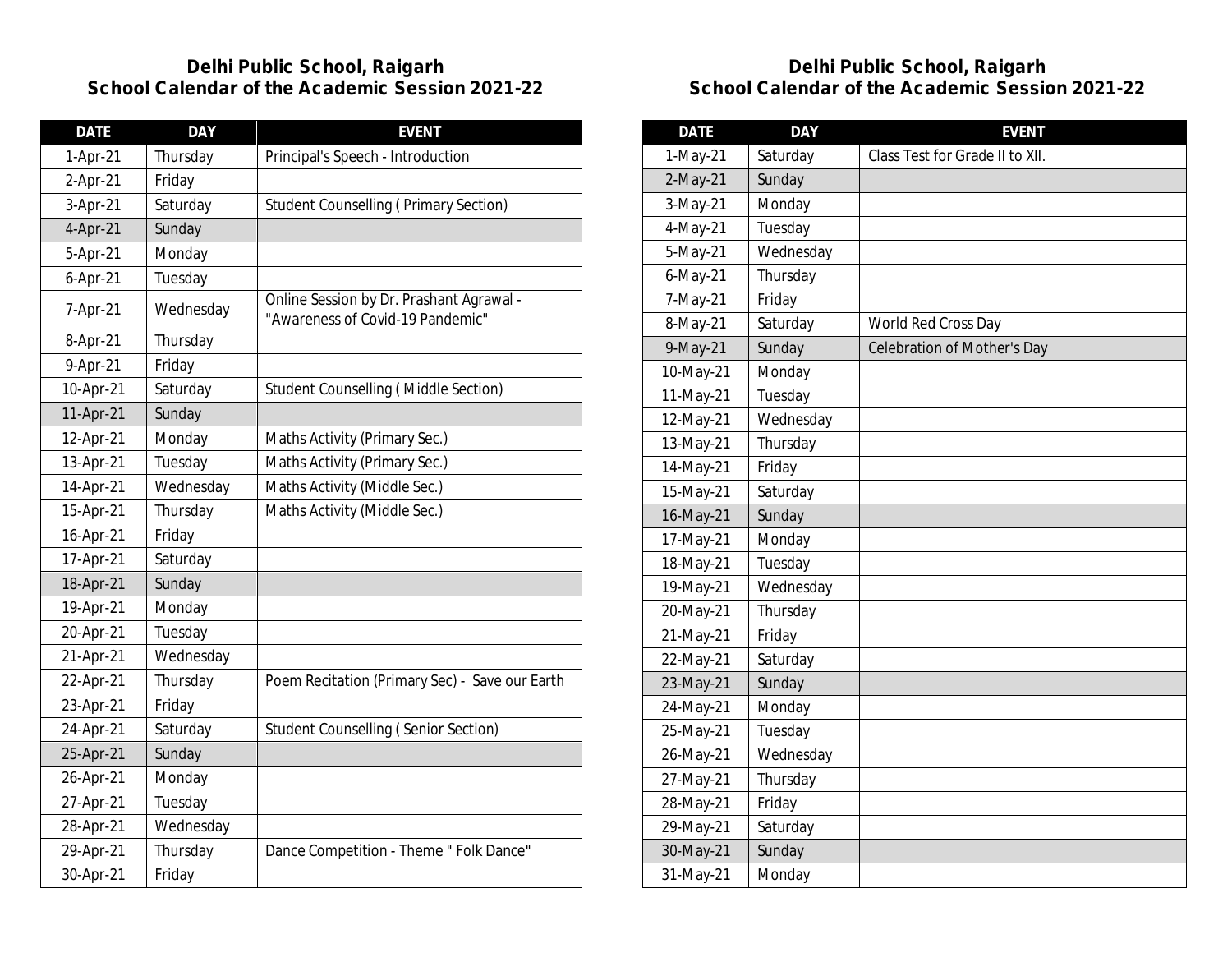## Delhi Public School, Raigarh
## School Calendar of the Academic Session 2021-22

| DATE | DAY | EVENT |
|---|---|---|
| 1-Apr-21 | Thursday | Principal's Speech - Introduction |
| 2-Apr-21 | Friday | |
| 3-Apr-21 | Saturday | Student Counselling ( Primary Section) |
| 4-Apr-21 | Sunday | |
| 5-Apr-21 | Monday | |
| 6-Apr-21 | Tuesday | |
| 7-Apr-21 | Wednesday | Online Session by Dr. Prashant Agrawal - "Awareness of Covid-19 Pandemic" |
| 8-Apr-21 | Thursday | |
| 9-Apr-21 | Friday | |
| 10-Apr-21 | Saturday | Student Counselling ( Middle Section) |
| 11-Apr-21 | Sunday | |
| 12-Apr-21 | Monday | Maths Activity (Primary Sec.) |
| 13-Apr-21 | Tuesday | Maths Activity (Primary Sec.) |
| 14-Apr-21 | Wednesday | Maths Activity (Middle Sec.) |
| 15-Apr-21 | Thursday | Maths Activity (Middle Sec.) |
| 16-Apr-21 | Friday | |
| 17-Apr-21 | Saturday | |
| 18-Apr-21 | Sunday | |
| 19-Apr-21 | Monday | |
| 20-Apr-21 | Tuesday | |
| 21-Apr-21 | Wednesday | |
| 22-Apr-21 | Thursday | Poem Recitation (Primary Sec) - Save our Earth |
| 23-Apr-21 | Friday | |
| 24-Apr-21 | Saturday | Student Counselling ( Senior Section) |
| 25-Apr-21 | Sunday | |
| 26-Apr-21 | Monday | |
| 27-Apr-21 | Tuesday | |
| 28-Apr-21 | Wednesday | |
| 29-Apr-21 | Thursday | Dance Competition - Theme " Folk Dance" |
| 30-Apr-21 | Friday | |

## Delhi Public School, Raigarh
## School Calendar of the Academic Session 2021-22

| DATE | DAY | EVENT |
|---|---|---|
| 1-May-21 | Saturday | Class Test for Grade II to XII. |
| 2-May-21 | Sunday | |
| 3-May-21 | Monday | |
| 4-May-21 | Tuesday | |
| 5-May-21 | Wednesday | |
| 6-May-21 | Thursday | |
| 7-May-21 | Friday | |
| 8-May-21 | Saturday | World Red Cross Day |
| 9-May-21 | Sunday | Celebration of Mother's Day |
| 10-May-21 | Monday | |
| 11-May-21 | Tuesday | |
| 12-May-21 | Wednesday | |
| 13-May-21 | Thursday | |
| 14-May-21 | Friday | |
| 15-May-21 | Saturday | |
| 16-May-21 | Sunday | |
| 17-May-21 | Monday | |
| 18-May-21 | Tuesday | |
| 19-May-21 | Wednesday | |
| 20-May-21 | Thursday | |
| 21-May-21 | Friday | |
| 22-May-21 | Saturday | |
| 23-May-21 | Sunday | |
| 24-May-21 | Monday | |
| 25-May-21 | Tuesday | |
| 26-May-21 | Wednesday | |
| 27-May-21 | Thursday | |
| 28-May-21 | Friday | |
| 29-May-21 | Saturday | |
| 30-May-21 | Sunday | |
| 31-May-21 | Monday | |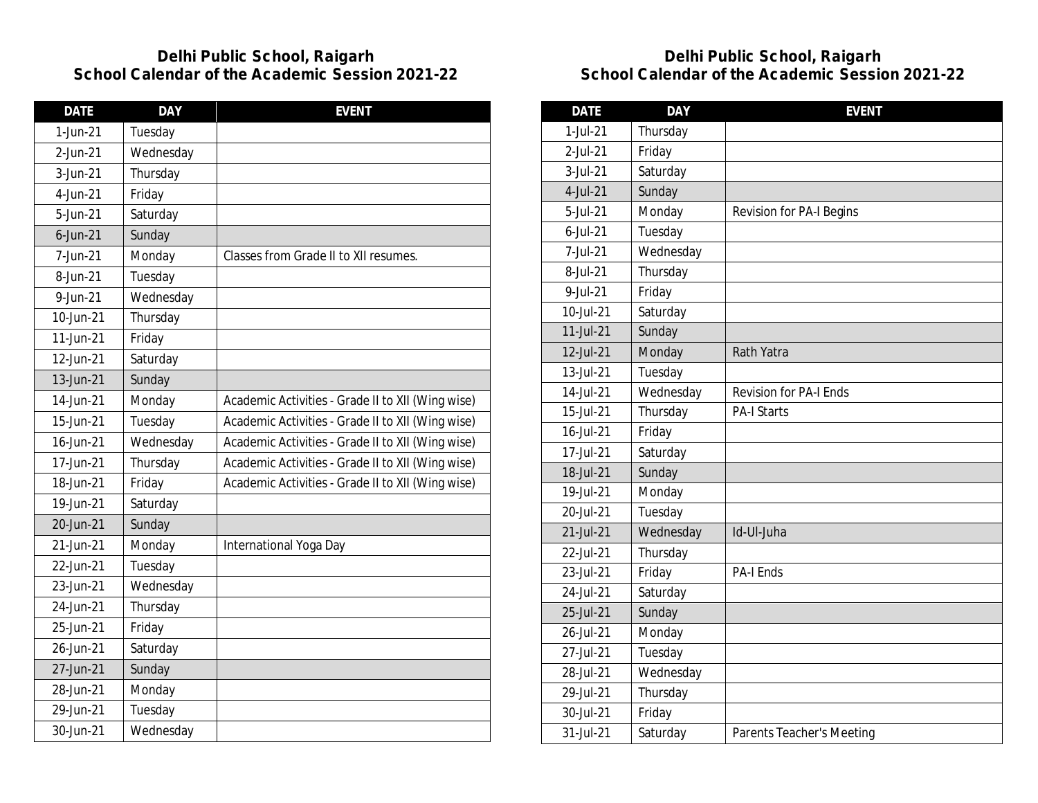## Delhi Public School, Raigarh
## School Calendar of the Academic Session 2021-22

| DATE | DAY | EVENT |
|---|---|---|
| 1-Jun-21 | Tuesday | |
| 2-Jun-21 | Wednesday | |
| 3-Jun-21 | Thursday | |
| 4-Jun-21 | Friday | |
| 5-Jun-21 | Saturday | |
| 6-Jun-21 | Sunday | |
| 7-Jun-21 | Monday | Classes from Grade II to XII resumes. |
| 8-Jun-21 | Tuesday | |
| 9-Jun-21 | Wednesday | |
| 10-Jun-21 | Thursday | |
| 11-Jun-21 | Friday | |
| 12-Jun-21 | Saturday | |
| 13-Jun-21 | Sunday | |
| 14-Jun-21 | Monday | Academic Activities - Grade II to XII (Wing wise) |
| 15-Jun-21 | Tuesday | Academic Activities - Grade II to XII (Wing wise) |
| 16-Jun-21 | Wednesday | Academic Activities - Grade II to XII (Wing wise) |
| 17-Jun-21 | Thursday | Academic Activities - Grade II to XII (Wing wise) |
| 18-Jun-21 | Friday | Academic Activities - Grade II to XII (Wing wise) |
| 19-Jun-21 | Saturday | |
| 20-Jun-21 | Sunday | |
| 21-Jun-21 | Monday | International Yoga Day |
| 22-Jun-21 | Tuesday | |
| 23-Jun-21 | Wednesday | |
| 24-Jun-21 | Thursday | |
| 25-Jun-21 | Friday | |
| 26-Jun-21 | Saturday | |
| 27-Jun-21 | Sunday | |
| 28-Jun-21 | Monday | |
| 29-Jun-21 | Tuesday | |
| 30-Jun-21 | Wednesday | |

## Delhi Public School, Raigarh
## School Calendar of the Academic Session 2021-22

| DATE | DAY | EVENT |
|---|---|---|
| 1-Jul-21 | Thursday | |
| 2-Jul-21 | Friday | |
| 3-Jul-21 | Saturday | |
| 4-Jul-21 | Sunday | |
| 5-Jul-21 | Monday | Revision for PA-I Begins |
| 6-Jul-21 | Tuesday | |
| 7-Jul-21 | Wednesday | |
| 8-Jul-21 | Thursday | |
| 9-Jul-21 | Friday | |
| 10-Jul-21 | Saturday | |
| 11-Jul-21 | Sunday | |
| 12-Jul-21 | Monday | Rath Yatra |
| 13-Jul-21 | Tuesday | |
| 14-Jul-21 | Wednesday | Revision for PA-I Ends |
| 15-Jul-21 | Thursday | PA-I Starts |
| 16-Jul-21 | Friday | |
| 17-Jul-21 | Saturday | |
| 18-Jul-21 | Sunday | |
| 19-Jul-21 | Monday | |
| 20-Jul-21 | Tuesday | |
| 21-Jul-21 | Wednesday | Id-Ul-Juha |
| 22-Jul-21 | Thursday | |
| 23-Jul-21 | Friday | PA-I Ends |
| 24-Jul-21 | Saturday | |
| 25-Jul-21 | Sunday | |
| 26-Jul-21 | Monday | |
| 27-Jul-21 | Tuesday | |
| 28-Jul-21 | Wednesday | |
| 29-Jul-21 | Thursday | |
| 30-Jul-21 | Friday | |
| 31-Jul-21 | Saturday | Parents Teacher's Meeting |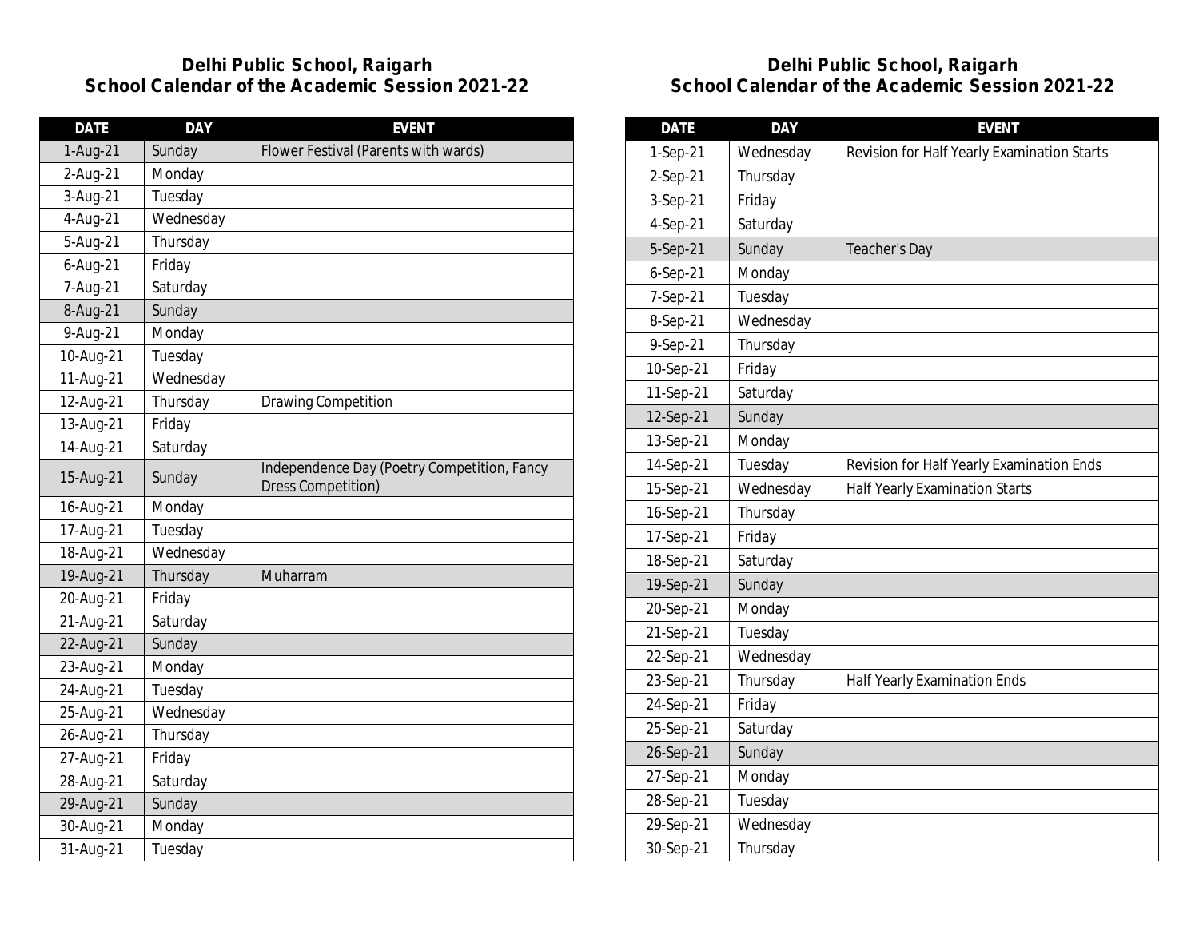## Delhi Public School, Raigarh
## School Calendar of the Academic Session 2021-22

| DATE | DAY | EVENT |
|---|---|---|
| 1-Aug-21 | Sunday | Flower Festival (Parents with wards) |
| 2-Aug-21 | Monday | |
| 3-Aug-21 | Tuesday | |
| 4-Aug-21 | Wednesday | |
| 5-Aug-21 | Thursday | |
| 6-Aug-21 | Friday | |
| 7-Aug-21 | Saturday | |
| 8-Aug-21 | Sunday | |
| 9-Aug-21 | Monday | |
| 10-Aug-21 | Tuesday | |
| 11-Aug-21 | Wednesday | |
| 12-Aug-21 | Thursday | Drawing Competition |
| 13-Aug-21 | Friday | |
| 14-Aug-21 | Saturday | |
| 15-Aug-21 | Sunday | Independence Day (Poetry Competition, Fancy Dress Competition) |
| 16-Aug-21 | Monday | |
| 17-Aug-21 | Tuesday | |
| 18-Aug-21 | Wednesday | |
| 19-Aug-21 | Thursday | Muharram |
| 20-Aug-21 | Friday | |
| 21-Aug-21 | Saturday | |
| 22-Aug-21 | Sunday | |
| 23-Aug-21 | Monday | |
| 24-Aug-21 | Tuesday | |
| 25-Aug-21 | Wednesday | |
| 26-Aug-21 | Thursday | |
| 27-Aug-21 | Friday | |
| 28-Aug-21 | Saturday | |
| 29-Aug-21 | Sunday | |
| 30-Aug-21 | Monday | |
| 31-Aug-21 | Tuesday | |

## Delhi Public School, Raigarh
## School Calendar of the Academic Session 2021-22

| DATE | DAY | EVENT |
|---|---|---|
| 1-Sep-21 | Wednesday | Revision for Half Yearly Examination Starts |
| 2-Sep-21 | Thursday | |
| 3-Sep-21 | Friday | |
| 4-Sep-21 | Saturday | |
| 5-Sep-21 | Sunday | Teacher's Day |
| 6-Sep-21 | Monday | |
| 7-Sep-21 | Tuesday | |
| 8-Sep-21 | Wednesday | |
| 9-Sep-21 | Thursday | |
| 10-Sep-21 | Friday | |
| 11-Sep-21 | Saturday | |
| 12-Sep-21 | Sunday | |
| 13-Sep-21 | Monday | |
| 14-Sep-21 | Tuesday | Revision for Half Yearly Examination Ends |
| 15-Sep-21 | Wednesday | Half Yearly Examination Starts |
| 16-Sep-21 | Thursday | |
| 17-Sep-21 | Friday | |
| 18-Sep-21 | Saturday | |
| 19-Sep-21 | Sunday | |
| 20-Sep-21 | Monday | |
| 21-Sep-21 | Tuesday | |
| 22-Sep-21 | Wednesday | |
| 23-Sep-21 | Thursday | Half Yearly Examination Ends |
| 24-Sep-21 | Friday | |
| 25-Sep-21 | Saturday | |
| 26-Sep-21 | Sunday | |
| 27-Sep-21 | Monday | |
| 28-Sep-21 | Tuesday | |
| 29-Sep-21 | Wednesday | |
| 30-Sep-21 | Thursday | |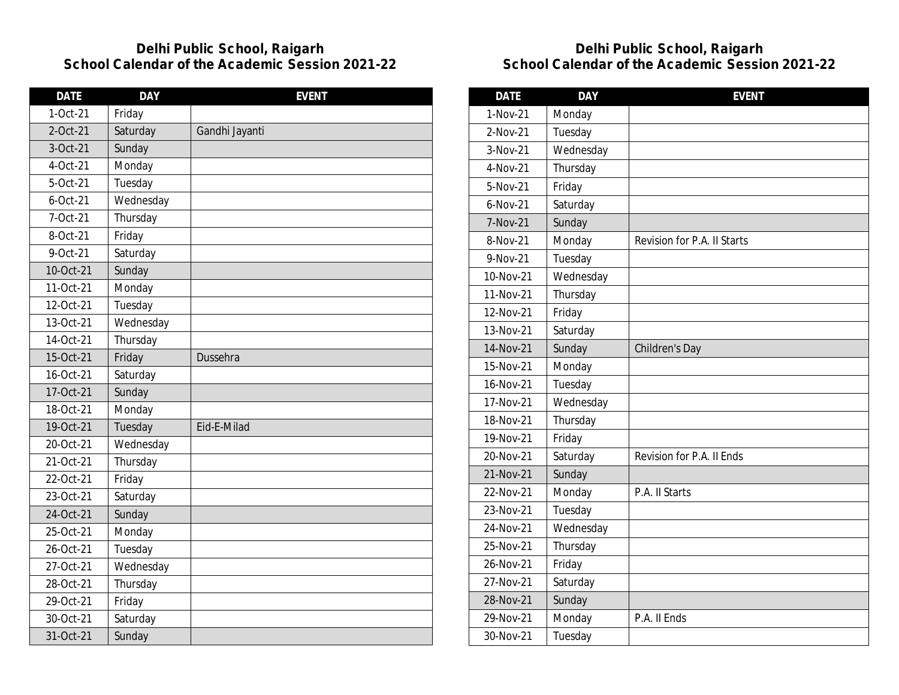## Delhi Public School, Raigarh
## School Calendar of the Academic Session 2021-22

| DATE | DAY | EVENT |
|---|---|---|
| 1-Oct-21 | Friday | |
| 2-Oct-21 | Saturday | Gandhi Jayanti |
| 3-Oct-21 | Sunday | |
| 4-Oct-21 | Monday | |
| 5-Oct-21 | Tuesday | |
| 6-Oct-21 | Wednesday | |
| 7-Oct-21 | Thursday | |
| 8-Oct-21 | Friday | |
| 9-Oct-21 | Saturday | |
| 10-Oct-21 | Sunday | |
| 11-Oct-21 | Monday | |
| 12-Oct-21 | Tuesday | |
| 13-Oct-21 | Wednesday | |
| 14-Oct-21 | Thursday | |
| 15-Oct-21 | Friday | Dussehra |
| 16-Oct-21 | Saturday | |
| 17-Oct-21 | Sunday | |
| 18-Oct-21 | Monday | |
| 19-Oct-21 | Tuesday | Eid-E-Milad |
| 20-Oct-21 | Wednesday | |
| 21-Oct-21 | Thursday | |
| 22-Oct-21 | Friday | |
| 23-Oct-21 | Saturday | |
| 24-Oct-21 | Sunday | |
| 25-Oct-21 | Monday | |
| 26-Oct-21 | Tuesday | |
| 27-Oct-21 | Wednesday | |
| 28-Oct-21 | Thursday | |
| 29-Oct-21 | Friday | |
| 30-Oct-21 | Saturday | |
| 31-Oct-21 | Sunday | |

## Delhi Public School, Raigarh
## School Calendar of the Academic Session 2021-22

| DATE | DAY | EVENT |
|---|---|---|
| 1-Nov-21 | Monday | |
| 2-Nov-21 | Tuesday | |
| 3-Nov-21 | Wednesday | |
| 4-Nov-21 | Thursday | |
| 5-Nov-21 | Friday | |
| 6-Nov-21 | Saturday | |
| 7-Nov-21 | Sunday | |
| 8-Nov-21 | Monday | Revision for P.A. II Starts |
| 9-Nov-21 | Tuesday | |
| 10-Nov-21 | Wednesday | |
| 11-Nov-21 | Thursday | |
| 12-Nov-21 | Friday | |
| 13-Nov-21 | Saturday | |
| 14-Nov-21 | Sunday | Children's Day |
| 15-Nov-21 | Monday | |
| 16-Nov-21 | Tuesday | |
| 17-Nov-21 | Wednesday | |
| 18-Nov-21 | Thursday | |
| 19-Nov-21 | Friday | |
| 20-Nov-21 | Saturday | Revision for P.A. II Ends |
| 21-Nov-21 | Sunday | |
| 22-Nov-21 | Monday | P.A. II Starts |
| 23-Nov-21 | Tuesday | |
| 24-Nov-21 | Wednesday | |
| 25-Nov-21 | Thursday | |
| 26-Nov-21 | Friday | |
| 27-Nov-21 | Saturday | |
| 28-Nov-21 | Sunday | |
| 29-Nov-21 | Monday | P.A. II Ends |
| 30-Nov-21 | Tuesday | |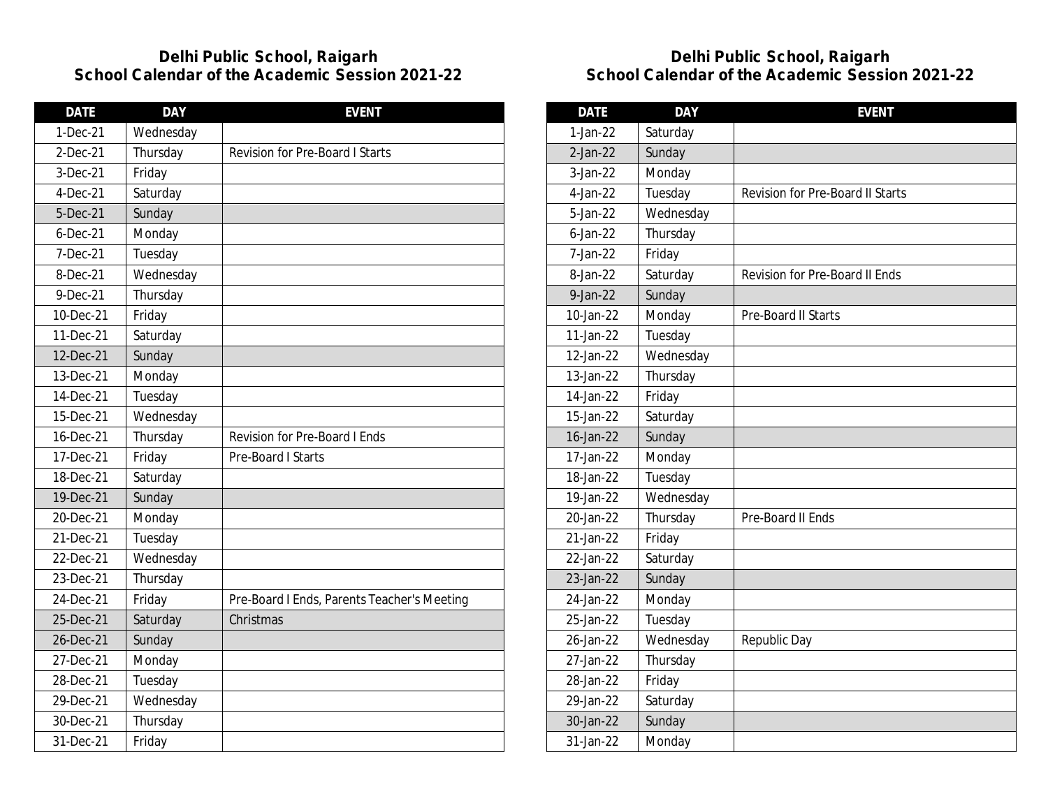**Delhi Public School, Raigarh**
**School Calendar of the Academic Session 2021-22**

| DATE | DAY | EVENT |
|---|---|---|
| 1-Dec-21 | Wednesday | |
| 2-Dec-21 | Thursday | Revision for Pre-Board I Starts |
| 3-Dec-21 | Friday | |
| 4-Dec-21 | Saturday | |
| 5-Dec-21 | Sunday | |
| 6-Dec-21 | Monday | |
| 7-Dec-21 | Tuesday | |
| 8-Dec-21 | Wednesday | |
| 9-Dec-21 | Thursday | |
| 10-Dec-21 | Friday | |
| 11-Dec-21 | Saturday | |
| 12-Dec-21 | Sunday | |
| 13-Dec-21 | Monday | |
| 14-Dec-21 | Tuesday | |
| 15-Dec-21 | Wednesday | |
| 16-Dec-21 | Thursday | Revision for Pre-Board I Ends |
| 17-Dec-21 | Friday | Pre-Board I Starts |
| 18-Dec-21 | Saturday | |
| 19-Dec-21 | Sunday | |
| 20-Dec-21 | Monday | |
| 21-Dec-21 | Tuesday | |
| 22-Dec-21 | Wednesday | |
| 23-Dec-21 | Thursday | |
| 24-Dec-21 | Friday | Pre-Board I Ends, Parents Teacher's Meeting |
| 25-Dec-21 | Saturday | Christmas |
| 26-Dec-21 | Sunday | |
| 27-Dec-21 | Monday | |
| 28-Dec-21 | Tuesday | |
| 29-Dec-21 | Wednesday | |
| 30-Dec-21 | Thursday | |
| 31-Dec-21 | Friday | |

**Delhi Public School, Raigarh**
**School Calendar of the Academic Session 2021-22**

| DATE | DAY | EVENT |
|---|---|---|
| 1-Jan-22 | Saturday | |
| 2-Jan-22 | Sunday | |
| 3-Jan-22 | Monday | |
| 4-Jan-22 | Tuesday | Revision for Pre-Board II Starts |
| 5-Jan-22 | Wednesday | |
| 6-Jan-22 | Thursday | |
| 7-Jan-22 | Friday | |
| 8-Jan-22 | Saturday | Revision for Pre-Board II Ends |
| 9-Jan-22 | Sunday | |
| 10-Jan-22 | Monday | Pre-Board II Starts |
| 11-Jan-22 | Tuesday | |
| 12-Jan-22 | Wednesday | |
| 13-Jan-22 | Thursday | |
| 14-Jan-22 | Friday | |
| 15-Jan-22 | Saturday | |
| 16-Jan-22 | Sunday | |
| 17-Jan-22 | Monday | |
| 18-Jan-22 | Tuesday | |
| 19-Jan-22 | Wednesday | |
| 20-Jan-22 | Thursday | Pre-Board II Ends |
| 21-Jan-22 | Friday | |
| 22-Jan-22 | Saturday | |
| 23-Jan-22 | Sunday | |
| 24-Jan-22 | Monday | |
| 25-Jan-22 | Tuesday | |
| 26-Jan-22 | Wednesday | Republic Day |
| 27-Jan-22 | Thursday | |
| 28-Jan-22 | Friday | |
| 29-Jan-22 | Saturday | |
| 30-Jan-22 | Sunday | |
| 31-Jan-22 | Monday | |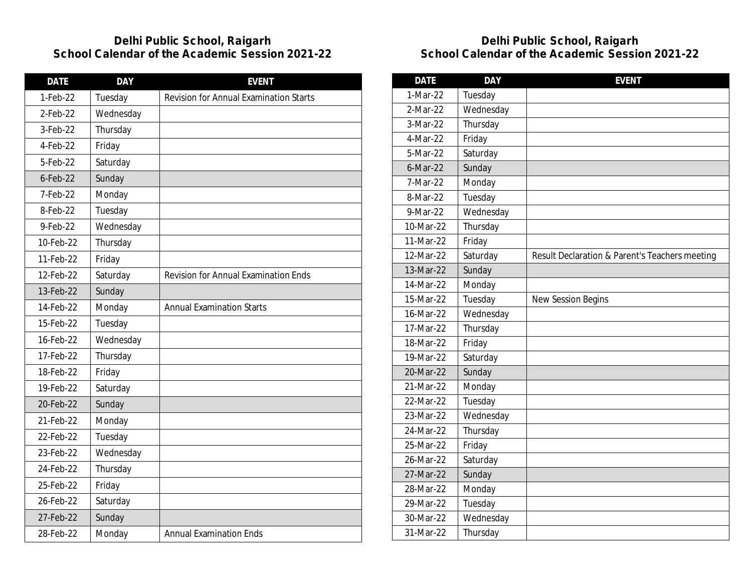## Delhi Public School, Raigarh
## School Calendar of the Academic Session 2021-22

| DATE | DAY | EVENT |
|---|---|---|
| 1-Feb-22 | Tuesday | Revision for Annual Examination Starts |
| 2-Feb-22 | Wednesday | |
| 3-Feb-22 | Thursday | |
| 4-Feb-22 | Friday | |
| 5-Feb-22 | Saturday | |
| 6-Feb-22 | Sunday | |
| 7-Feb-22 | Monday | |
| 8-Feb-22 | Tuesday | |
| 9-Feb-22 | Wednesday | |
| 10-Feb-22 | Thursday | |
| 11-Feb-22 | Friday | |
| 12-Feb-22 | Saturday | Revision for Annual Examination Ends |
| 13-Feb-22 | Sunday | |
| 14-Feb-22 | Monday | Annual Examination Starts |
| 15-Feb-22 | Tuesday | |
| 16-Feb-22 | Wednesday | |
| 17-Feb-22 | Thursday | |
| 18-Feb-22 | Friday | |
| 19-Feb-22 | Saturday | |
| 20-Feb-22 | Sunday | |
| 21-Feb-22 | Monday | |
| 22-Feb-22 | Tuesday | |
| 23-Feb-22 | Wednesday | |
| 24-Feb-22 | Thursday | |
| 25-Feb-22 | Friday | |
| 26-Feb-22 | Saturday | |
| 27-Feb-22 | Sunday | |
| 28-Feb-22 | Monday | Annual Examination Ends |

## Delhi Public School, Raigarh
## School Calendar of the Academic Session 2021-22

| DATE | DAY | EVENT |
|---|---|---|
| 1-Mar-22 | Tuesday | |
| 2-Mar-22 | Wednesday | |
| 3-Mar-22 | Thursday | |
| 4-Mar-22 | Friday | |
| 5-Mar-22 | Saturday | |
| 6-Mar-22 | Sunday | |
| 7-Mar-22 | Monday | |
| 8-Mar-22 | Tuesday | |
| 9-Mar-22 | Wednesday | |
| 10-Mar-22 | Thursday | |
| 11-Mar-22 | Friday | |
| 12-Mar-22 | Saturday | Result Declaration & Parent's Teachers meeting |
| 13-Mar-22 | Sunday | |
| 14-Mar-22 | Monday | |
| 15-Mar-22 | Tuesday | New Session Begins |
| 16-Mar-22 | Wednesday | |
| 17-Mar-22 | Thursday | |
| 18-Mar-22 | Friday | |
| 19-Mar-22 | Saturday | |
| 20-Mar-22 | Sunday | |
| 21-Mar-22 | Monday | |
| 22-Mar-22 | Tuesday | |
| 23-Mar-22 | Wednesday | |
| 24-Mar-22 | Thursday | |
| 25-Mar-22 | Friday | |
| 26-Mar-22 | Saturday | |
| 27-Mar-22 | Sunday | |
| 28-Mar-22 | Monday | |
| 29-Mar-22 | Tuesday | |
| 30-Mar-22 | Wednesday | |
| 31-Mar-22 | Thursday | |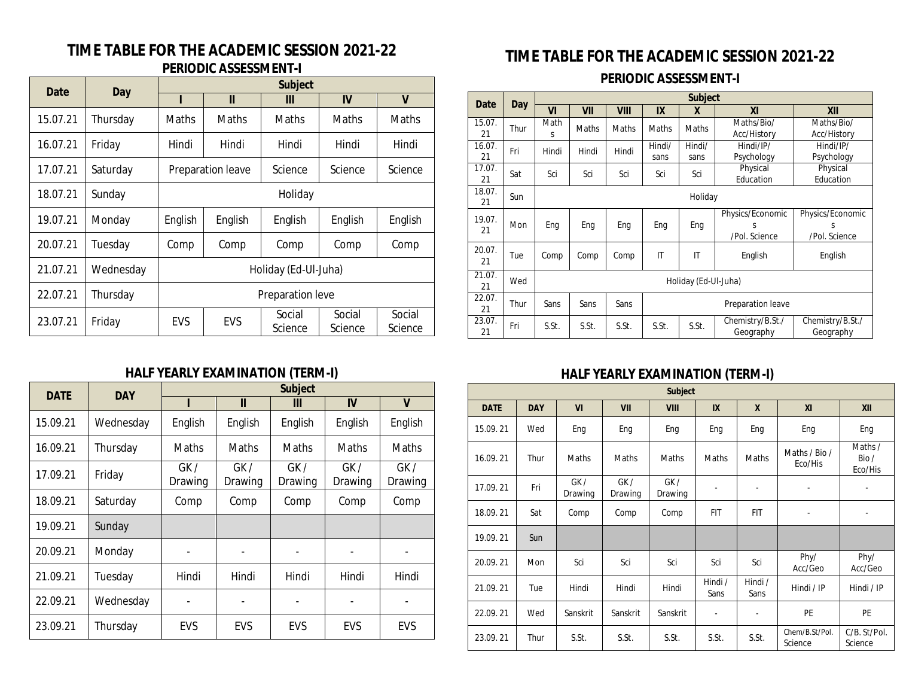# TIME TABLE FOR THE ACADEMIC SESSION 2021-22

## PERIODIC ASSESSMENT-I

| Date | Day | Subject | | | | |
|---|---|---|---|---|---|---|
| | | I | II | III | IV | V |
| 15.07.21 | Thursday | Maths | Maths | Maths | Maths | Maths |
| 16.07.21 | Friday | Hindi | Hindi | Hindi | Hindi | Hindi |
| 17.07.21 | Saturday | Preparation leave | | Science | Science | Science |
| 18.07.21 | Sunday | Holiday | | | | |
| 19.07.21 | Monday | English | English | English | English | English |
| 20.07.21 | Tuesday | Comp | Comp | Comp | Comp | Comp |
| 21.07.21 | Wednesday | Holiday (Ed-Ul-Juha) | | | | |
| 22.07.21 | Thursday | Preparation leve | | | | |
| 23.07.21 | Friday | EVS | EVS | Social Science | Social Science | Social Science |

## HALF YEARLY EXAMINATION (TERM-I)

| DATE | DAY | Subject | | | | |
|---|---|---|---|---|---|---|
| | | I | II | III | IV | V |
| 15.09.21 | Wednesday | English | English | English | English | English |
| 16.09.21 | Thursday | Maths | Maths | Maths | Maths | Maths |
| 17.09.21 | Friday | GK / Drawing | GK / Drawing | GK / Drawing | GK / Drawing | GK / Drawing |
| 18.09.21 | Saturday | Comp | Comp | Comp | Comp | Comp |
| 19.09.21 | Sunday | | | | | |
| 20.09.21 | Monday | - | - | - | - | - |
| 21.09.21 | Tuesday | Hindi | Hindi | Hindi | Hindi | Hindi |
| 22.09.21 | Wednesday | - | - | - | - | - |
| 23.09.21 | Thursday | EVS | EVS | EVS | EVS | EVS |

# TIME TABLE FOR THE ACADEMIC SESSION 2021-22

## PERIODIC ASSESSMENT-I

| Date | Day | Subject | | | | | | |
|---|---|---|---|---|---|---|---|---|
| | | VI | VII | VIII | IX | X | XI | XII |
| 15.07.21 | Thur | Maths | Maths | Maths | Maths | Maths | Maths/Bio/ Acc/History | Maths/Bio/ Acc/History |
| 16.07.21 | Fri | Hindi | Hindi | Hindi | Hindi/ sans | Hindi/ sans | Hindi/IP/ Psychology | Hindi/IP/ Psychology |
| 17.07.21 | Sat | Sci | Sci | Sci | Sci | Sci | Physical Education | Physical Education |
| 18.07.21 | Sun | Holiday | | | | | | |
| 19.07.21 | Mon | Eng | Eng | Eng | Eng | Eng | Physics/Economics /Pol. Science | Physics/Economics /Pol. Science |
| 20.07.21 | Tue | Comp | Comp | Comp | IT | IT | English | English |
| 21.07.21 | Wed | Holiday (Ed-Ul-Juha) | | | | | | |
| 22.07.21 | Thur | Sans | Sans | Sans | Preparation leave | | | |
| 23.07.21 | Fri | S.St. | S.St. | S.St. | S.St. | S.St. | Chemistry/B.St./ Geography | Chemistry/B.St./ Geography |

## HALF YEARLY EXAMINATION (TERM-I)

| | | Subject | | | | | | |
|---|---|---|---|---|---|---|---|---|
| DATE | DAY | VI | VII | VIII | IX | X | XI | XII |
| 15.09.21 | Wed | Eng | Eng | Eng | Eng | Eng | Eng | Eng |
| 16.09.21 | Thur | Maths | Maths | Maths | Maths | Maths | Maths / Bio / Eco/His | Maths / Bio / Eco/His |
| 17.09.21 | Fri | GK / Drawing | GK / Drawing | GK / Drawing | - | - | - | - |
| 18.09.21 | Sat | Comp | Comp | Comp | FIT | FIT | - | - |
| 19.09.21 | Sun | | | | | | | |
| 20.09.21 | Mon | Sci | Sci | Sci | Sci | Sci | Phy/ Acc/Geo | Phy/ Acc/Geo |
| 21.09.21 | Tue | Hindi | Hindi | Hindi | Hindi / Sans | Hindi / Sans | Hindi / IP | Hindi / IP |
| 22.09.21 | Wed | Sanskrit | Sanskrit | Sanskrit | - | - | PE | PE |
| 23.09.21 | Thur | S.St. | S.St. | S.St. | S.St. | S.St. | Chem/B.St/Pol. Science | C/B. St/Pol. Science |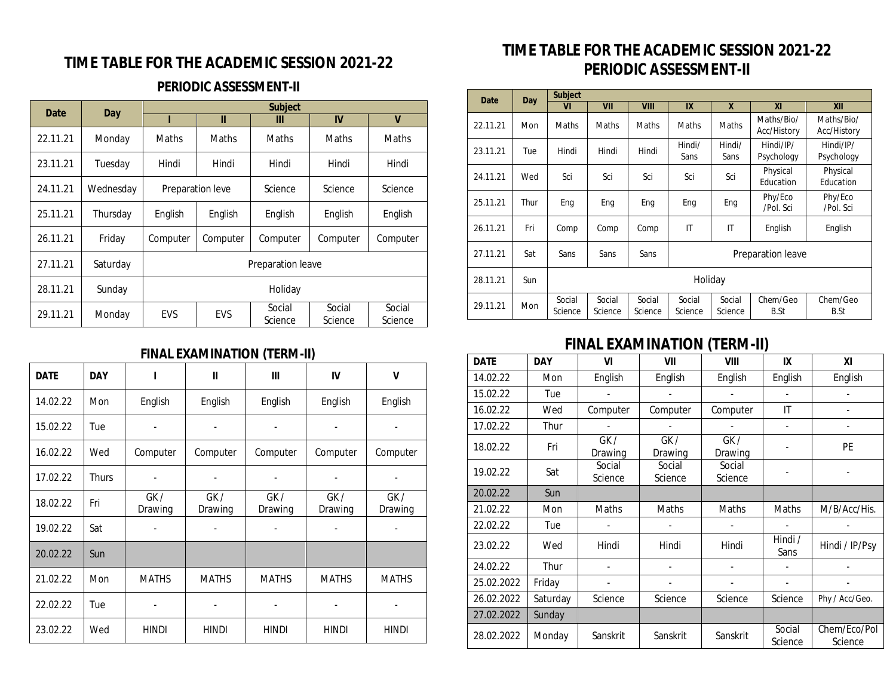# TIME TABLE FOR THE ACADEMIC SESSION 2021-22

## PERIODIC ASSESSMENT-II

| Date | Day | Subject | | | | |
|---|---|---|---|---|---|---|
| | | I | II | III | IV | V |
| 22.11.21 | Monday | Maths | Maths | Maths | Maths | Maths |
| 23.11.21 | Tuesday | Hindi | Hindi | Hindi | Hindi | Hindi |
| 24.11.21 | Wednesday | Preparation leve | | Science | Science | Science |
| 25.11.21 | Thursday | English | English | English | English | English |
| 26.11.21 | Friday | Computer | Computer | Computer | Computer | Computer |
| 27.11.21 | Saturday | Preparation leave | | | | |
| 28.11.21 | Sunday | Holiday | | | | |
| 29.11.21 | Monday | EVS | EVS | Social Science | Social Science | Social Science |

## FINAL EXAMINATION (TERM-II)

| DATE | DAY | I | II | III | IV | V |
|---|---|---|---|---|---|---|
| 14.02.22 | Mon | English | English | English | English | English |
| 15.02.22 | Tue | - | - | - | - | - |
| 16.02.22 | Wed | Computer | Computer | Computer | Computer | Computer |
| 17.02.22 | Thurs | - | - | - | - | - |
| 18.02.22 | Fri | GK / Drawing | GK / Drawing | GK / Drawing | GK / Drawing | GK / Drawing |
| 19.02.22 | Sat | - | - | - | - | - |
| 20.02.22 | Sun | | | | | |
| 21.02.22 | Mon | MATHS | MATHS | MATHS | MATHS | MATHS |
| 22.02.22 | Tue | - | - | - | - | - |
| 23.02.22 | Wed | HINDI | HINDI | HINDI | HINDI | HINDI |

# TIME TABLE FOR THE ACADEMIC SESSION 2021-22
## PERIODIC ASSESSMENT-II

| Date | Day | Subject | | | | | | |
|---|---|---|---|---|---|---|---|---|
| | | VI | VII | VIII | IX | X | XI | XII |
| 22.11.21 | Mon | Maths | Maths | Maths | Maths | Maths | Maths/Bio/ Acc/History | Maths/Bio/ Acc/History |
| 23.11.21 | Tue | Hindi | Hindi | Hindi | Hindi/ Sans | Hindi/ Sans | Hindi/IP/ Psychology | Hindi/IP/ Psychology |
| 24.11.21 | Wed | Sci | Sci | Sci | Sci | Sci | Physical Education | Physical Education |
| 25.11.21 | Thur | Eng | Eng | Eng | Eng | Eng | Phy/Eco /Pol. Sci | Phy/Eco /Pol. Sci |
| 26.11.21 | Fri | Comp | Comp | Comp | IT | IT | English | English |
| 27.11.21 | Sat | Sans | Sans | Sans | Preparation leave | | | |
| 28.11.21 | Sun | Holiday | | | | | | |
| 29.11.21 | Mon | Social Science | Social Science | Social Science | Social Science | Social Science | Chem/Geo B.St | Chem/Geo B.St |

## FINAL EXAMINATION (TERM-II)

| DATE | DAY | VI | VII | VIII | IX | XI |
|---|---|---|---|---|---|---|
| 14.02.22 | Mon | English | English | English | English | English |
| 15.02.22 | Tue | - | - | - | - | - |
| 16.02.22 | Wed | Computer | Computer | Computer | IT | - |
| 17.02.22 | Thur | - | - | - | - | - |
| 18.02.22 | Fri | GK / Drawing | GK / Drawing | GK / Drawing | - | PE |
| 19.02.22 | Sat | Social Science | Social Science | Social Science | - | - |
| 20.02.22 | Sun | | | | | |
| 21.02.22 | Mon | Maths | Maths | Maths | Maths | M/B/Acc/His. |
| 22.02.22 | Tue | - | - | - | - | - |
| 23.02.22 | Wed | Hindi | Hindi | Hindi | Hindi / Sans | Hindi / IP/Psy |
| 24.02.22 | Thur | - | - | - | - | - |
| 25.02.2022 | Friday | - | - | - | - | - |
| 26.02.2022 | Saturday | Science | Science | Science | Science | Phy / Acc/Geo. |
| 27.02.2022 | Sunday | | | | | |
| 28.02.2022 | Monday | Sanskrit | Sanskrit | Sanskrit | Social Science | Chem/Eco/Pol Science |